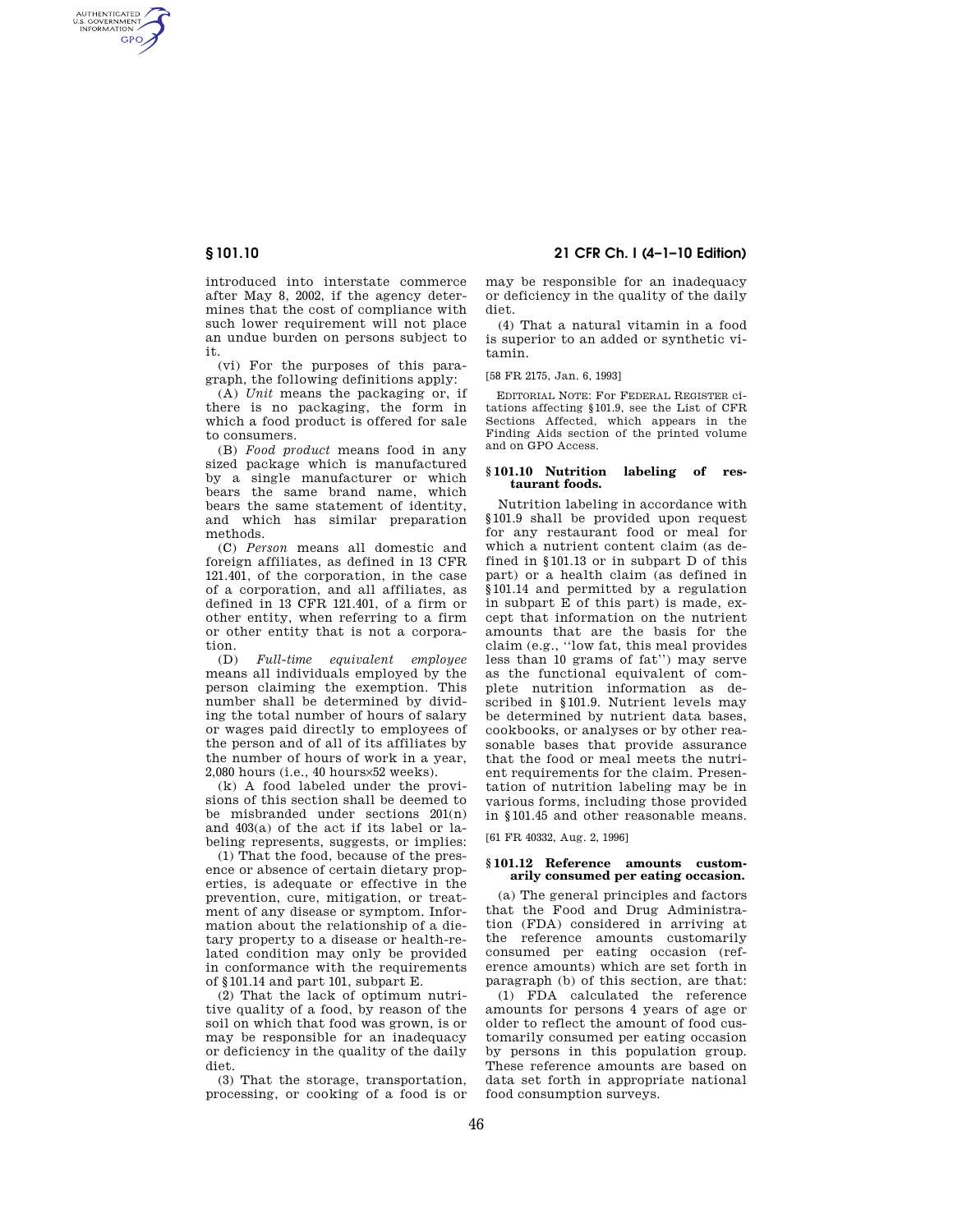introduced into interstate commerce after May 8, 2002, if the agency determines that the cost of compliance with such lower requirement will not place an undue burden on persons subject to it.

(vi) For the purposes of this paragraph, the following definitions apply:

(A) *Unit* means the packaging or, if there is no packaging, the form in which a food product is offered for sale to consumers.

(B) *Food product* means food in any sized package which is manufactured by a single manufacturer or which bears the same brand name, which bears the same statement of identity, and which has similar preparation methods.

(C) *Person* means all domestic and foreign affiliates, as defined in 13 CFR 121.401, of the corporation, in the case of a corporation, and all affiliates, as defined in 13 CFR 121.401, of a firm or other entity, when referring to a firm or other entity that is not a corporation.

(D) *Full-time equivalent employee* means all individuals employed by the person claiming the exemption. This number shall be determined by dividing the total number of hours of salary or wages paid directly to employees of the person and of all of its affiliates by the number of hours of work in a year, 2,080 hours (i.e., 40 hours×52 weeks).

(k) A food labeled under the provisions of this section shall be deemed to be misbranded under sections 201(n) and 403(a) of the act if its label or labeling represents, suggests, or implies:

(1) That the food, because of the presence or absence of certain dietary properties, is adequate or effective in the prevention, cure, mitigation, or treatment of any disease or symptom. Information about the relationship of a dietary property to a disease or health-related condition may only be provided in conformance with the requirements of §101.14 and part 101, subpart E.

(2) That the lack of optimum nutritive quality of a food, by reason of the soil on which that food was grown, is or may be responsible for an inadequacy or deficiency in the quality of the daily diet.

(3) That the storage, transportation, processing, or cooking of a food is or may be responsible for an inadequacy or deficiency in the quality of the daily diet.

(4) That a natural vitamin in a food is superior to an added or synthetic vitamin.

[58 FR 2175, Jan. 6, 1993]

EDITORIAL NOTE: For FEDERAL REGISTER citations affecting §101.9, see the List of CFR Sections Affected, which appears in the Finding Aids section of the printed volume and on GPO Access.

## §101.10 Nutrition labeling of restaurant foods.

Nutrition labeling in accordance with §101.9 shall be provided upon request for any restaurant food or meal for which a nutrient content claim (as defined in §101.13 or in subpart D of this part) or a health claim (as defined in §101.14 and permitted by a regulation in subpart E of this part) is made, except that information on the nutrient amounts that are the basis for the claim (e.g., ''low fat, this meal provides less than 10 grams of fat'') may serve as the functional equivalent of complete nutrition information as described in §101.9. Nutrient levels may be determined by nutrient data bases, cookbooks, or analyses or by other reasonable bases that provide assurance that the food or meal meets the nutrient requirements for the claim. Presentation of nutrition labeling may be in various forms, including those provided in §101.45 and other reasonable means.

[61 FR 40332, Aug. 2, 1996]

## §101.12 Reference amounts customarily consumed per eating occasion.

(a) The general principles and factors that the Food and Drug Administration (FDA) considered in arriving at the reference amounts customarily consumed per eating occasion (reference amounts) which are set forth in paragraph (b) of this section, are that:

(1) FDA calculated the reference amounts for persons 4 years of age or older to reflect the amount of food customarily consumed per eating occasion by persons in this population group. These reference amounts are based on data set forth in appropriate national food consumption surveys.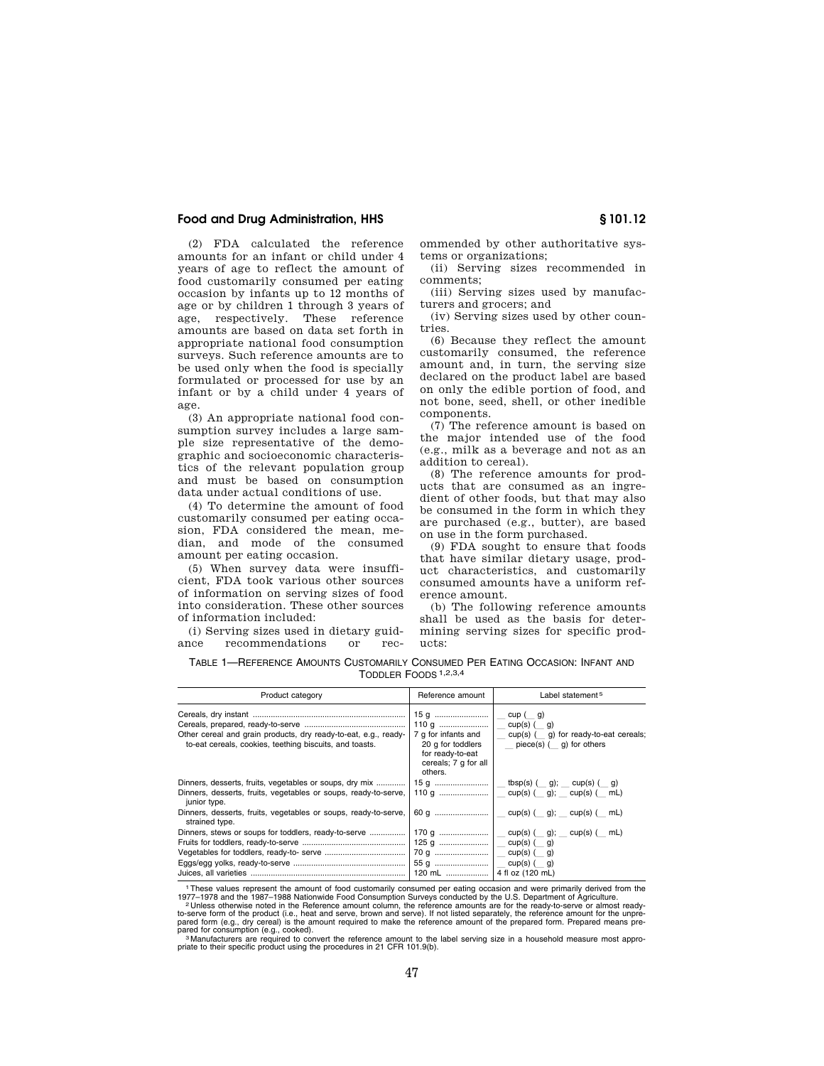(2) FDA calculated the reference amounts for an infant or child under 4 years of age to reflect the amount of food customarily consumed per eating occasion by infants up to 12 months of age or by children 1 through 3 years of age, respectively. These reference amounts are based on data set forth in appropriate national food consumption surveys. Such reference amounts are to be used only when the food is specially formulated or processed for use by an infant or by a child under 4 years of age.

(3) An appropriate national food consumption survey includes a large sample size representative of the demographic and socioeconomic characteristics of the relevant population group and must be based on consumption data under actual conditions of use.

(4) To determine the amount of food customarily consumed per eating occasion, FDA considered the mean, median, and mode of the consumed amount per eating occasion.

(5) When survey data were insufficient, FDA took various other sources of information on serving sizes of food into consideration. These other sources of information included:

(i) Serving sizes used in dietary guidance recommendations or recommended by other authoritative systems or organizations;

(ii) Serving sizes recommended in comments;

(iii) Serving sizes used by manufacturers and grocers; and

(iv) Serving sizes used by other countries.

(6) Because they reflect the amount customarily consumed, the reference amount and, in turn, the serving size declared on the product label are based on only the edible portion of food, and not bone, seed, shell, or other inedible components.

(7) The reference amount is based on the major intended use of the food (e.g., milk as a beverage and not as an addition to cereal).

(8) The reference amounts for products that are consumed as an ingredient of other foods, but that may also be consumed in the form in which they are purchased (e.g., butter), are based on use in the form purchased.

(9) FDA sought to ensure that foods that have similar dietary usage, product characteristics, and customarily consumed amounts have a uniform reference amount.

(b) The following reference amounts shall be used as the basis for determining serving sizes for specific products:

TABLE 1—REFERENCE AMOUNTS CUSTOMARILY CONSUMED PER EATING OCCASION: INFANT AND TODDLER FOODS [1,2,3,4]

| Product category | Reference amount | Label statement [5] |
|---|---|---|
| Cereals, dry instant | 15 g | __ cup (__ g) |
| Cereals, prepared, ready-to-serve | 110 g | __ cup(s) (__ g) |
| Other cereal and grain products, dry ready-to-eat, e.g., ready-to-eat cereals, cookies, teething biscuits, and toasts. | 7 g for infants and 20 g for toddlers for ready-to-eat cereals; 7 g for all others. | __ cup(s) (__ g) for ready-to-eat cereals; __ piece(s) (__ g) for others |
| Dinners, desserts, fruits, vegetables or soups, dry mix | 15 g | __ tbsp(s) (__ g); __ cup(s) (__ g) |
| Dinners, desserts, fruits, vegetables or soups, ready-to-serve, junior type. | 110 g | __ cup(s) (__ g); __ cup(s) (__ mL) |
| Dinners, desserts, fruits, vegetables or soups, ready-to-serve, strained type. | 60 g | __ cup(s) (__ g); __ cup(s) (__ mL) |
| Dinners, stews or soups for toddlers, ready-to-serve | 170 g | __ cup(s) (__ g); __ cup(s) (__ mL) |
| Fruits for toddlers, ready-to-serve | 125 g | __ cup(s) (__ g) |
| Vegetables for toddlers, ready-to- serve | 70 g | __ cup(s) (__ g) |
| Eggs/egg yolks, ready-to-serve | 55 g | __ cup(s) (__ g) |
| Juices, all varieties | 120 mL | 4 fl oz (120 mL) |

[1] These values represent the amount of food customarily consumed per eating occasion and were primarily derived from the 1977–1978 and the 1987–1988 Nationwide Food Consumption Surveys conducted by the U.S. Department of Agriculture.

[2] Unless otherwise noted in the Reference amount column, the reference amounts are for the ready-to-serve or almost ready-to-serve form of the product (i.e., heat and serve, brown and serve). If not listed separately, the reference amount for the unprepared form (e.g., dry cereal) is the amount required to make the reference amount of the prepared form. Prepared means prepared for consumption (e.g., cooked).

[3] Manufacturers are required to convert the reference amount to the label serving size in a household measure most appropriate to their specific product using the procedures in 21 CFR 101.9(b).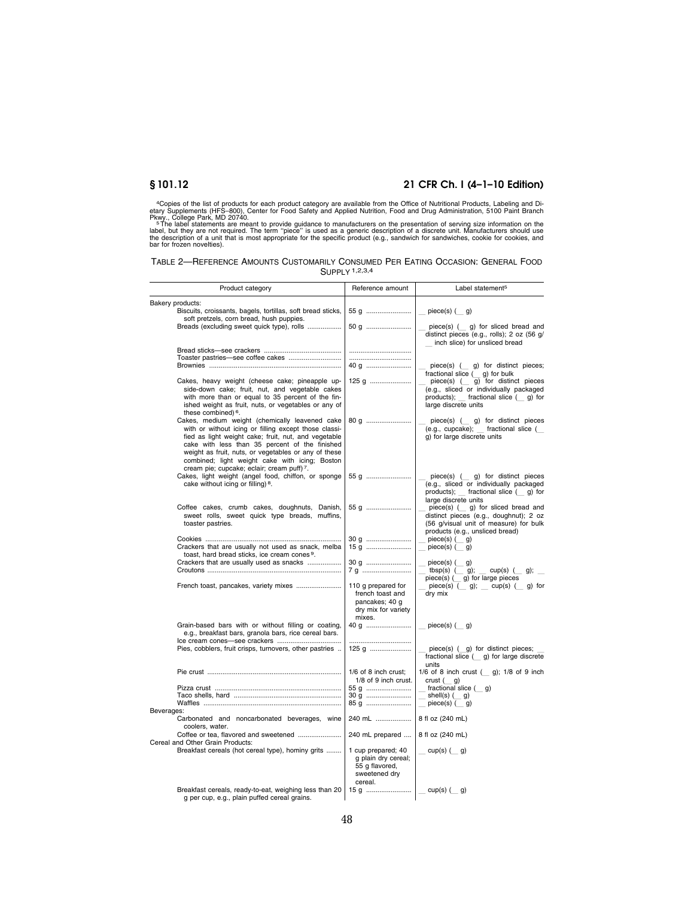[4]Copies of the list of products for each product category are available from the Office of Nutritional Products, Labeling and Dietary Supplements (HFS–800), Center for Food Safety and Applied Nutrition, Food and Drug Administration, 5100 Paint Branch Pkwy., College Park, MD 20740.

[5]The label statements are meant to provide guidance to manufacturers on the presentation of serving size information on the label, but they are not required. The term "piece" is used as a generic description of a discrete unit. Manufacturers should use the description of a unit that is most appropriate for the specific product (e.g., sandwich for sandwiches, cookie for cookies, and bar for frozen novelties).

TABLE 2—REFERENCE AMOUNTS CUSTOMARILY CONSUMED PER EATING OCCASION: GENERAL FOOD SUPPLY [1,2,3,4]

| Product category | Reference amount | Label statement[5] |
|---|---|---|
| Bakery products: | | |
| Biscuits, croissants, bagels, tortillas, soft bread sticks, soft pretzels, corn bread, hush puppies. | 55 g | __ piece(s) (__ g) |
| Breads (excluding sweet quick type), rolls | 50 g | __ piece(s) (__ g) for sliced bread and distinct pieces (e.g., rolls); 2 oz (56 g/ __ inch slice) for unsliced bread |
| Bread sticks—see crackers | | |
| Toaster pastries—see coffee cakes | | |
| Brownies | 40 g | __ piece(s) (__ g) for distinct pieces; fractional slice (__ g) for bulk |
| Cakes, heavy weight (cheese cake; pineapple upside-down cake; fruit, nut, and vegetable cakes with more than or equal to 35 percent of the finished weight as fruit, nuts, or vegetables or any of these combined) [6]. | 125 g | __ piece(s) (__ g) for distinct pieces (e.g., sliced or individually packaged products); __ fractional slice (__ g) for large discrete units |
| Cakes, medium weight (chemically leavened cake with or without icing or filling except those classified as light weight cake; fruit, nut, and vegetable cake with less than 35 percent of the finished weight as fruit, nuts, or vegetables or any of these combined; light weight cake with icing; Boston cream pie; cupcake; eclair; cream puff) [7]. | 80 g | __ piece(s) (__ g) for distinct pieces (e.g., cupcake); __ fractional slice (__ g) for large discrete units |
| Cakes, light weight (angel food, chiffon, or sponge cake without icing or filling) [8]. | 55 g | __ piece(s) (__ g) for distinct pieces (e.g., sliced or individually packaged products); __ fractional slice (__ g) for large discrete units |
| Coffee cakes, crumb cakes, doughnuts, Danish, sweet rolls, sweet quick type breads, muffins, toaster pastries. | 55 g | __ piece(s) (__ g) for sliced bread and distinct pieces (e.g., doughnut); 2 oz (56 g/visual unit of measure) for bulk products (e.g., unsliced bread) |
| Cookies | 30 g | __ piece(s) (__ g) |
| Crackers that are usually not used as snack, melba toast, hard bread sticks, ice cream cones [9]. | 15 g | __ piece(s) (__ g) |
| Crackers that are usually used as snacks | 30 g | __ piece(s) (__ g) |
| Croutons | 7 g | __ tbsp(s) (__ g); __ cup(s) (__ g); __ piece(s) (__ g) for large pieces |
| French toast, pancakes, variety mixes | 110 g prepared for french toast and pancakes; 40 g dry mix for variety mixes. | __ piece(s) (__ g); __ cup(s) (__ g) for dry mix |
| Grain-based bars with or without filling or coating, e.g., breakfast bars, granola bars, rice cereal bars. | 40 g | __ piece(s) (__ g) |
| Ice cream cones—see crackers | | |
| Pies, cobblers, fruit crisps, turnovers, other pastries | 125 g | __ piece(s) (__g) for distinct pieces; __ fractional slice (__ g) for large discrete units |
| Pie crust | 1/6 of 8 inch crust; 1/8 of 9 inch crust. | 1/6 of 8 inch crust (__ g); 1/8 of 9 inch crust (__ g) |
| Pizza crust | 55 g | __ fractional slice (__ g) |
| Taco shells, hard | 30 g | __ shell(s) (__ g) |
| Waffles | 85 g | __ piece(s) (__ g) |
| Beverages: | | |
| Carbonated and noncarbonated beverages, wine coolers, water. | 240 mL | 8 fl oz (240 mL) |
| Coffee or tea, flavored and sweetened | 240 mL prepared | 8 fl oz (240 mL) |
| Cereal and Other Grain Products: | | |
| Breakfast cereals (hot cereal type), hominy grits | 1 cup prepared; 40 g plain dry cereal; 55 g flavored, sweetened dry cereal. | __ cup(s) (__ g) |
| Breakfast cereals, ready-to-eat, weighing less than 20 g per cup, e.g., plain puffed cereal grains. | 15 g | __ cup(s) (__ g) |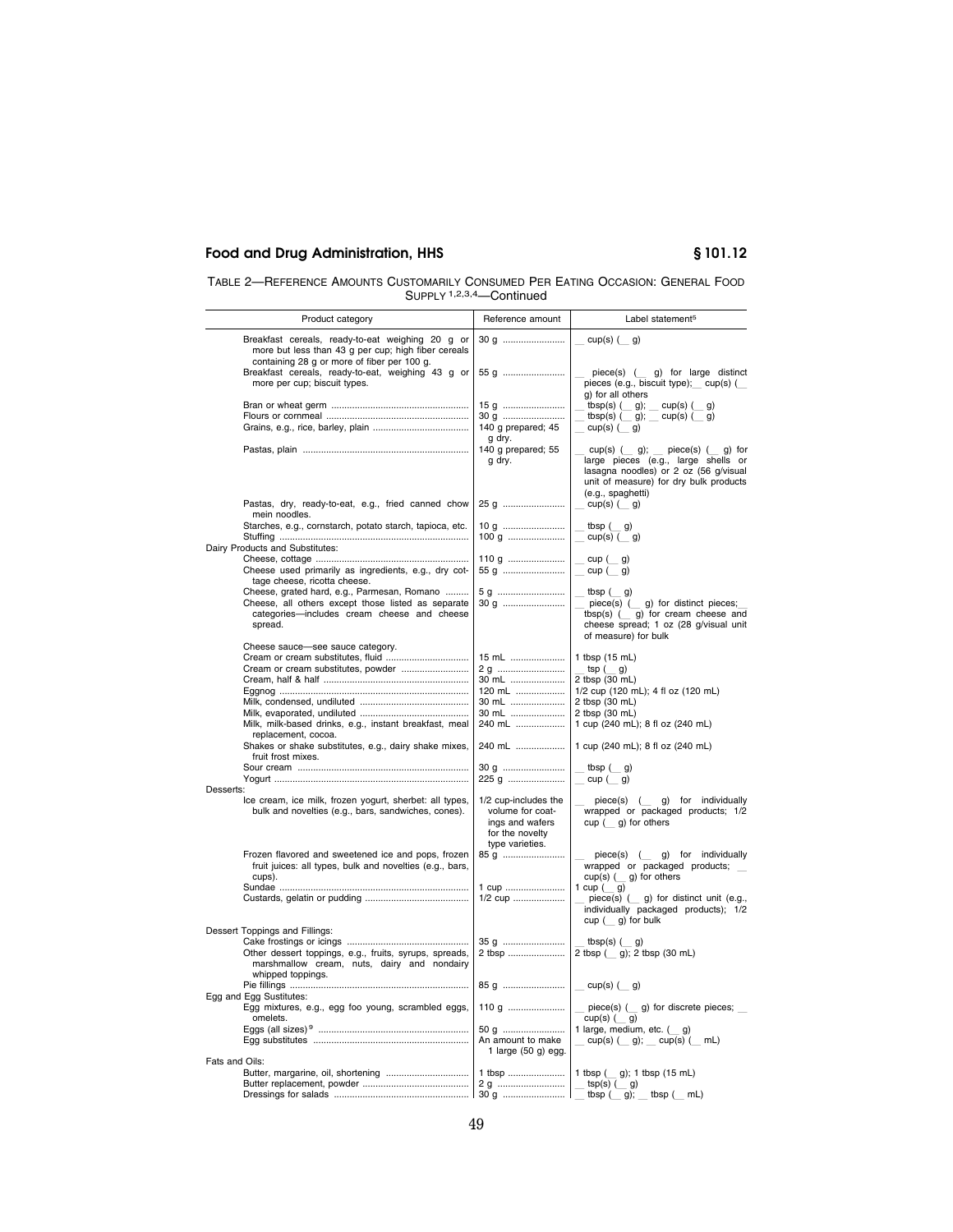TABLE 2—REFERENCE AMOUNTS CUSTOMARILY CONSUMED PER EATING OCCASION: GENERAL FOOD SUPPLY [1,2,3,4]—Continued

| Product category | Reference amount | Label statement[5] |
|---|---|---|
| Breakfast cereals, ready-to-eat weighing 20 g or more but less than 43 g per cup; high fiber cereals containing 28 g or more of fiber per 100 g. | 30 g | __ cup(s) (__ g) |
| Breakfast cereals, ready-to-eat, weighing 43 g or more per cup; biscuit types. | 55 g | __ piece(s) (__ g) for large distinct pieces (e.g., biscuit type); __ cup(s) (__ g) for all others |
| Bran or wheat germ | 15 g | __ tbsp(s) (__ g); __ cup(s) (__ g) |
| Flours or cornmeal | 30 g | __ tbsp(s) (__ g); __ cup(s) (__ g) |
| Grains, e.g., rice, barley, plain | 140 g prepared; 45 g dry. | __ cup(s) (__ g) |
| Pastas, plain | 140 g prepared; 55 g dry. | __ cup(s) (__ g); __ piece(s) (__ g) for large pieces (e.g., large shells or lasagna noodles) or 2 oz (56 g/visual unit of measure) for dry bulk products (e.g., spaghetti) |
| Pastas, dry, ready-to-eat, e.g., fried canned chow mein noodles. | 25 g | __ cup(s) (__ g) |
| Starches, e.g., cornstarch, potato starch, tapioca, etc. | 10 g | __ tbsp (__ g) |
| Stuffing | 100 g | __ cup(s) (__ g) |
| Dairy Products and Substitutes: | | |
| Cheese, cottage | 110 g | __ cup (__ g) |
| Cheese used primarily as ingredients, e.g., dry cottage cheese, ricotta cheese. | 55 g | __ cup (__ g) |
| Cheese, grated hard, e.g., Parmesan, Romano | 5 g | __ tbsp (__ g) |
| Cheese, all others except those listed as separate categories—includes cream cheese and cheese spread. | 30 g | __ piece(s) (__ g) for distinct pieces; __ tbsp(s) (__ g) for cream cheese and cheese spread; 1 oz (28 g/visual unit of measure) for bulk |
| Cheese sauce—see sauce category. | | |
| Cream or cream substitutes, fluid | 15 mL | 1 tbsp (15 mL) |
| Cream or cream substitutes, powder | 2 g | __ tsp (__ g) |
| Cream, half & half | 30 mL | 2 tbsp (30 mL) |
| Eggnog | 120 mL | 1/2 cup (120 mL); 4 fl oz (120 mL) |
| Milk, condensed, undiluted | 30 mL | 2 tbsp (30 mL) |
| Milk, evaporated, undiluted | 30 mL | 2 tbsp (30 mL) |
| Milk, milk-based drinks, e.g., instant breakfast, meal replacement, cocoa. | 240 mL | 1 cup (240 mL); 8 fl oz (240 mL) |
| Shakes or shake substitutes, e.g., dairy shake mixes, fruit frost mixes. | 240 mL | 1 cup (240 mL); 8 fl oz (240 mL) |
| Sour cream | 30 g | __ tbsp (__ g) |
| Yogurt | 225 g | __ cup (__ g) |
| Desserts: | | |
| Ice cream, ice milk, frozen yogurt, sherbet: all types, bulk and novelties (e.g., bars, sandwiches, cones). | 1/2 cup-includes the volume for coatings and wafers for the novelty type varieties. | __ piece(s) (__ g) for individually wrapped or packaged products; 1/2 cup (__ g) for others |
| Frozen flavored and sweetened ice and pops, frozen fruit juices: all types, bulk and novelties (e.g., bars, cups). | 85 g | __ piece(s) (__ g) for individually wrapped or packaged products; __ cup(s) (__ g) for others |
| Sundae | 1 cup | 1 cup (__ g) |
| Custards, gelatin or pudding | 1/2 cup | __ piece(s) (__ g) for distinct unit (e.g., individually packaged products); 1/2 cup (__ g) for bulk |
| Dessert Toppings and Fillings: | | |
| Cake frostings or icings | 35 g | __ tbsp(s) (__ g) |
| Other dessert toppings, e.g., fruits, syrups, spreads, marshmallow cream, nuts, dairy and nondairy whipped toppings. | 2 tbsp | 2 tbsp (__ g); 2 tbsp (30 mL) |
| Pie fillings | 85 g | __ cup(s) (__ g) |
| Egg and Egg Sustitutes: | | |
| Egg mixtures, e.g., egg foo young, scrambled eggs, omelets. | 110 g | __ piece(s) (__ g) for discrete pieces; __ cup(s) (__ g) |
| Eggs (all sizes)[9] | 50 g | 1 large, medium, etc. (__ g) |
| Egg substitutes | An amount to make 1 large (50 g) egg. | __ cup(s) (__ g); __ cup(s) (__ mL) |
| Fats and Oils: | | |
| Butter, margarine, oil, shortening | 1 tbsp | 1 tbsp (__ g); 1 tbsp (15 mL) |
| Butter replacement, powder | 2 g | __ tsp(s) (__ g) |
| Dressings for salads | 30 g | __ tbsp (__ g); __ tbsp (__ mL) |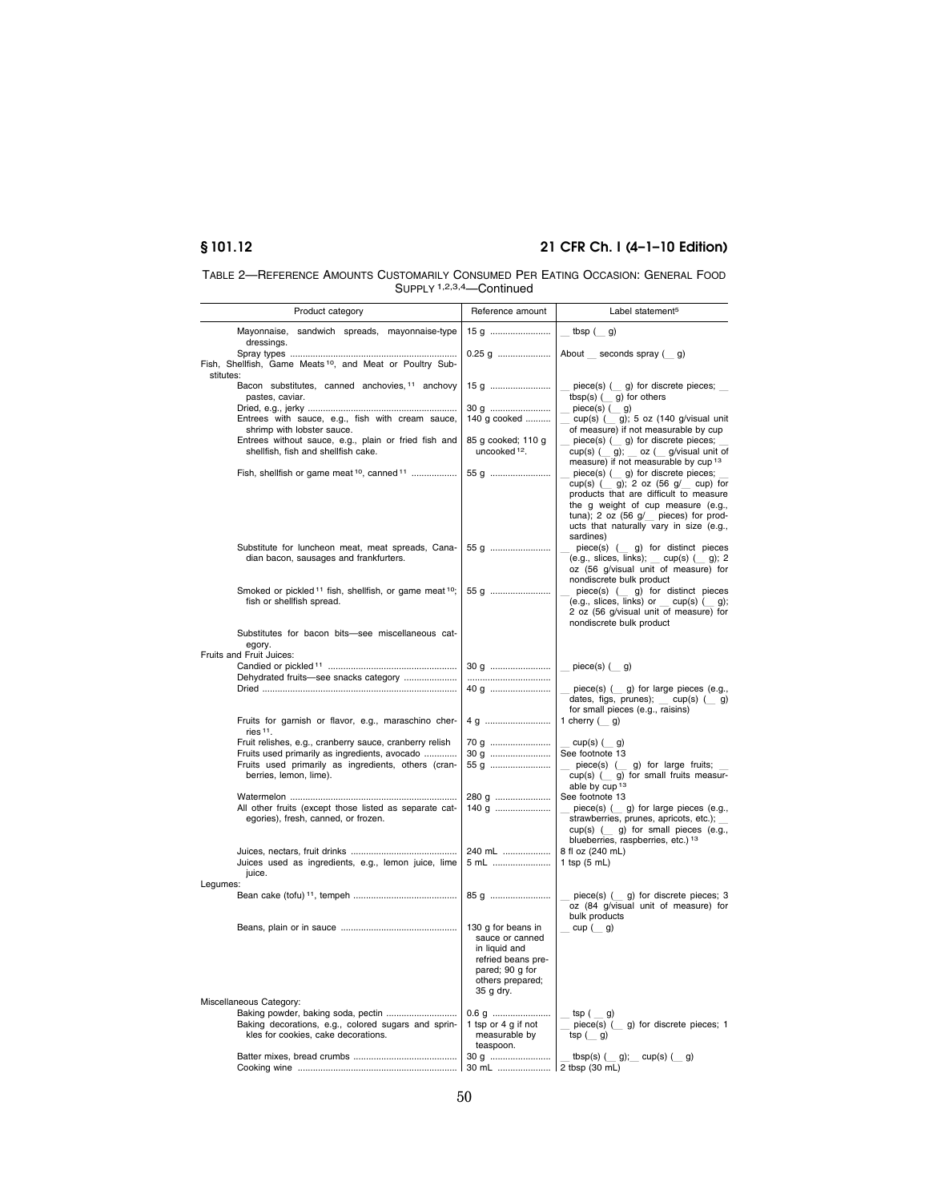TABLE 2—REFERENCE AMOUNTS CUSTOMARILY CONSUMED PER EATING OCCASION: GENERAL FOOD SUPPLY [1,2,3,4]—Continued

| Product category | Reference amount | Label statement[5] |
|---|---|---|
| Mayonnaise, sandwich spreads, mayonnaise-type dressings. | 15 g | __ tbsp (__ g) |
| Spray types | 0.25 g | About __ seconds spray (__ g) |
| Fish, Shellfish, Game Meats [10], and Meat or Poultry Substitutes: | | |
| Bacon substitutes, canned anchovies,[11] anchovy pastes, caviar. | 15 g | __ piece(s) (__ g) for discrete pieces; __ tbsp(s) (__ g) for others |
| Dried, e.g., jerky | 30 g | __ piece(s) (__ g) |
| Entrees with sauce, e.g., fish with cream sauce, shrimp with lobster sauce. | 140 g cooked | __ cup(s) (__ g); 5 oz (140 g/visual unit of measure) if not measurable by cup |
| Entrees without sauce, e.g., plain or fried fish and shellfish, fish and shellfish cake. | 85 g cooked; 110 g uncooked [12]. | __ piece(s) (__ g) for discrete pieces; __ cup(s) (__ g); __ oz (__ g/visual unit of measure) if not measurable by cup [13] |
| Fish, shellfish or game meat [10], canned [11] | 55 g | __ piece(s) (__ g) for discrete pieces; __ cup(s) (__ g); 2 oz (56 g/__ cup) for products that are difficult to measure the g weight of cup measure (e.g., tuna); 2 oz (56 g/__ pieces) for products that naturally vary in size (e.g., sardines) |
| Substitute for luncheon meat, meat spreads, Canadian bacon, sausages and frankfurters. | 55 g | __ piece(s) (__ g) for distinct pieces (e.g., slices, links); __ cup(s) (__ g); 2 oz (56 g/visual unit of measure) for nondiscrete bulk product |
| Smoked or pickled [11] fish, shellfish, or game meat [10]; fish or shellfish spread. | 55 g | __ piece(s) (__ g) for distinct pieces (e.g., slices, links) or __ cup(s) (__ g); 2 oz (56 g/visual unit of measure) for nondiscrete bulk product |
| Substitutes for bacon bits—see miscellaneous category. | | |
| Fruits and Fruit Juices: | | |
| Candied or pickled [11] | 30 g | __ piece(s) (__ g) |
| Dehydrated fruits—see snacks category | | |
| Dried | 40 g | __ piece(s) (__ g) for large pieces (e.g., dates, figs, prunes); __ cup(s) (__ g) for small pieces (e.g., raisins) |
| Fruits for garnish or flavor, e.g., maraschino cherries [11]. | 4 g | 1 cherry (__ g) |
| Fruit relishes, e.g., cranberry sauce, cranberry relish | 70 g | __ cup(s) (__ g) |
| Fruits used primarily as ingredients, avocado | 30 g | See footnote 13 |
| Fruits used primarily as ingredients, others (cranberries, lemon, lime). | 55 g | __ piece(s) (__ g) for large fruits; __ cup(s) (__ g) for small fruits measurable by cup [13] |
| Watermelon | 280 g | See footnote 13 |
| All other fruits (except those listed as separate categories), fresh, canned, or frozen. | 140 g | __ piece(s) (__ g) for large pieces (e.g., strawberries, prunes, apricots, etc.); __ cup(s) (__ g) for small pieces (e.g., blueberries, raspberries, etc.) [13] |
| Juices, nectars, fruit drinks | 240 mL | 8 fl oz (240 mL) |
| Juices used as ingredients, e.g., lemon juice, lime juice. | 5 mL | 1 tsp (5 mL) |
| Legumes: | | |
| Bean cake (tofu) [11], tempeh | 85 g | __ piece(s) (__ g) for discrete pieces; 3 oz (84 g/visual unit of measure) for bulk products |
| Beans, plain or in sauce | 130 g for beans in sauce or canned in liquid and refried beans prepared; 90 g for others prepared; 35 g dry. | __ cup (__ g) |
| Miscellaneous Category: | | |
| Baking powder, baking soda, pectin | 0.6 g | __ tsp (__ g) |
| Baking decorations, e.g., colored sugars and sprinkles for cookies, cake decorations. | 1 tsp or 4 g if not measurable by teaspoon. | __ piece(s) (__ g) for discrete pieces; 1 tsp (__ g) |
| Batter mixes, bread crumbs | 30 g | __ tbsp(s) (__ g); __ cup(s) (__ g) |
| Cooking wine | 30 mL | 2 tbsp (30 mL) |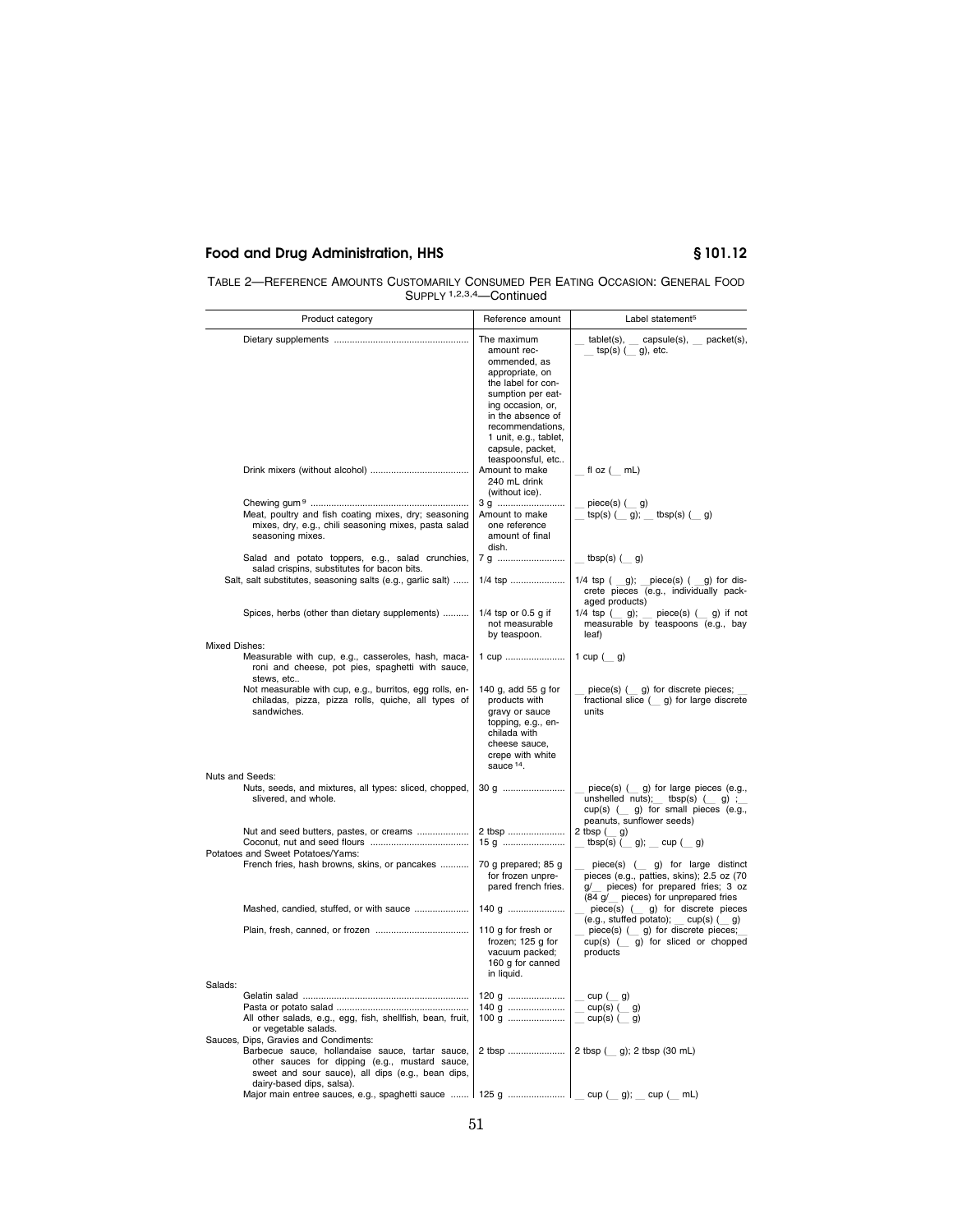TABLE 2—REFERENCE AMOUNTS CUSTOMARILY CONSUMED PER EATING OCCASION: GENERAL FOOD SUPPLY [1,2,3,4]—Continued

| Product category | Reference amount | Label statement[5] |
|---|---|---|
| Dietary supplements | The maximum amount recommended, as appropriate, on the label for consumption per eating occasion, or, in the absence of recommendations, 1 unit, e.g., tablet, capsule, packet, teaspoonful, etc.. | __ tablet(s), __ capsule(s), __ packet(s), __ tsp(s) (__ g), etc. |
| Drink mixers (without alcohol) | Amount to make 240 mL drink (without ice). | __ fl oz (__ mL) |
| Chewing gum [9] | 3 g | __ piece(s) (__ g) |
| Meat, poultry and fish coating mixes, dry; seasoning mixes, dry, e.g., chili seasoning mixes, pasta salad seasoning mixes. | Amount to make one reference amount of final dish. | __ tsp(s) (__ g); __ tbsp(s) (__ g) |
| Salad and potato toppers, e.g., salad crunchies, salad crispins, substitutes for bacon bits. | 7 g | __ tbsp(s) (__ g) |
| Salt, salt substitutes, seasoning salts (e.g., garlic salt) | 1/4 tsp | 1/4 tsp ( __g); __piece(s) ( __g) for discrete pieces (e.g., individually packaged products) |
| Spices, herbs (other than dietary supplements) | 1/4 tsp or 0.5 g if not measurable by teaspoon. | 1/4 tsp (__ g); __ piece(s) (__ g) if not measurable by teaspoons (e.g., bay leaf) |
| Mixed Dishes: | | |
| Measurable with cup, e.g., casseroles, hash, macaroni and cheese, pot pies, spaghetti with sauce, stews, etc.. | 1 cup | 1 cup (__ g) |
| Not measurable with cup, e.g., burritos, egg rolls, enchiladas, pizza, pizza rolls, quiche, all types of sandwiches. | 140 g, add 55 g for products with gravy or sauce topping, e.g., enchilada with cheese sauce, crepe with white sauce [14]. | __ piece(s) (__ g) for discrete pieces; __ fractional slice (__ g) for large discrete units |
| Nuts and Seeds: | | |
| Nuts, seeds, and mixtures, all types: sliced, chopped, slivered, and whole. | 30 g | __ piece(s) (__ g) for large pieces (e.g., unshelled nuts); __ tbsp(s) (__ g) ; __ cup(s) (__ g) for small pieces (e.g., peanuts, sunflower seeds) |
| Nut and seed butters, pastes, or creams | 2 tbsp | 2 tbsp (__ g) |
| Coconut, nut and seed flours | 15 g | __ tbsp(s) (__ g); __ cup (__ g) |
| Potatoes and Sweet Potatoes/Yams: | | |
| French fries, hash browns, skins, or pancakes | 70 g prepared; 85 g for frozen unprepared french fries. | __ piece(s) (__ g) for large distinct pieces (e.g., patties, skins); 2.5 oz (70 g/__ pieces) for prepared fries; 3 oz (84 g/__ pieces) for unprepared fries |
| Mashed, candied, stuffed, or with sauce | 140 g | __ piece(s) (__ g) for discrete pieces (e.g., stuffed potato); __ cup(s) (__ g) |
| Plain, fresh, canned, or frozen | 110 g for fresh or frozen; 125 g for vacuum packed; 160 g for canned in liquid. | __ piece(s) (__ g) for discrete pieces; __ cup(s) (__ g) for sliced or chopped products |
| Salads: | | |
| Gelatin salad | 120 g | __ cup (__ g) |
| Pasta or potato salad | 140 g | __ cup(s) (__ g) |
| All other salads, e.g., egg, fish, shellfish, bean, fruit, or vegetable salads. | 100 g | __ cup(s) (__ g) |
| Sauces, Dips, Gravies and Condiments: | | |
| Barbecue sauce, hollandaise sauce, tartar sauce, other sauces for dipping (e.g., mustard sauce, sweet and sour sauce), all dips (e.g., bean dips, dairy-based dips, salsa). | 2 tbsp | 2 tbsp (__ g); 2 tbsp (30 mL) |
| Major main entree sauces, e.g., spaghetti sauce | 125 g | __ cup (__ g); __ cup (__ mL) |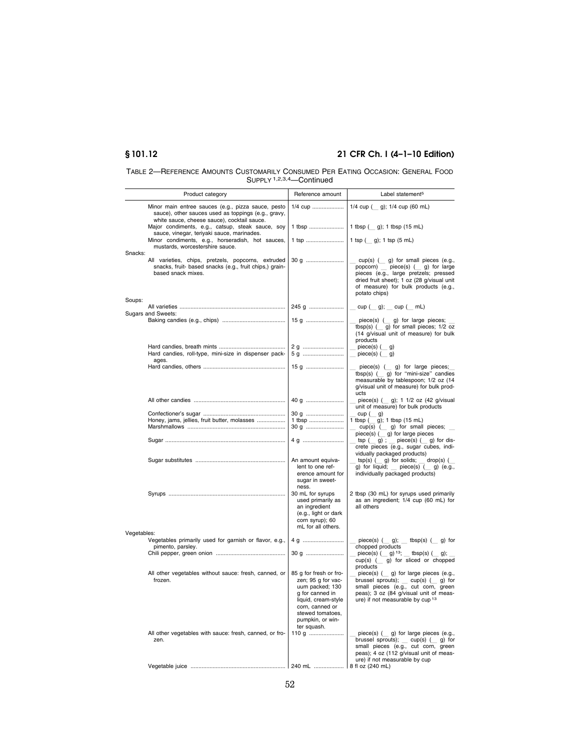TABLE 2—REFERENCE AMOUNTS CUSTOMARILY CONSUMED PER EATING OCCASION: GENERAL FOOD SUPPLY [1,2,3,4]—Continued

| Product category | Reference amount | Label statement[5] |
|---|---|---|
| Minor main entree sauces (e.g., pizza sauce, pesto sauce), other sauces used as toppings (e.g., gravy, white sauce, cheese sauce), cocktail sauce. | 1/4 cup | 1/4 cup (__ g); 1/4 cup (60 mL) |
| Major condiments, e.g., catsup, steak sauce, soy sauce, vinegar, teriyaki sauce, marinades. | 1 tbsp | 1 tbsp (__ g); 1 tbsp (15 mL) |
| Minor condiments, e.g., horseradish, hot sauces, mustards, worcestershire sauce. | 1 tsp | 1 tsp (__ g); 1 tsp (5 mL) |
| Snacks: | | |
| All varieties, chips, pretzels, popcorns, extruded snacks, fruit- based snacks (e.g., fruit chips,) grain-based snack mixes. | 30 g | __ cup(s) (__ g) for small pieces (e.g., popcorn) __ piece(s) (__ g) for large pieces (e.g., large pretzels; pressed dried fruit sheet); 1 oz (28 g/visual unit of measure) for bulk products (e.g., potato chips) |
| Soups: | | |
| All varieties | 245 g | __ cup (__ g); __ cup (__ mL) |
| Sugars and Sweets: | | |
| Baking candies (e.g., chips) | 15 g | __ piece(s) (__ g) for large pieces; __ tbsp(s) (__ g) for small pieces; 1/2 oz (14 g/visual unit of measure) for bulk products |
| Hard candies, breath mints | 2 g | __ piece(s) (__ g) |
| Hard candies, roll-type, mini-size in dispenser packages. | 5 g | __ piece(s) (__ g) |
| Hard candies, others | 15 g | __ piece(s) (__ g) for large pieces; __ tbsp(s) (__ g) for "mini-size" candies measurable by tablespoon; 1/2 oz (14 g/visual unit of measure) for bulk products |
| All other candies | 40 g | __ piece(s) (__ g); 1 1/2 oz (42 g/visual unit of measure) for bulk products |
| Confectioner's sugar | 30 g | __ cup (__ g) |
| Honey, jams, jellies, fruit butter, molasses | 1 tbsp | 1 tbsp (__ g); 1 tbsp (15 mL) |
| Marshmallows | 30 g | __ cup(s) (__ g) for small pieces; __ piece(s) (__ g) for large pieces |
| Sugar | 4 g | __ tsp (__ g) ; __ piece(s) (__ g) for discrete pieces (e.g., sugar cubes, individually packaged products) |
| Sugar substitutes | An amount equivalent to one reference amount for sugar in sweetness. | __ tsp(s) (__ g) for solids; __ drop(s) (__ g) for liquid; __ piece(s) (__ g) (e.g., individually packaged products) |
| Syrups | 30 mL for syrups used primarily as an ingredient (e.g., light or dark corn syrup); 60 mL for all others. | 2 tbsp (30 mL) for syrups used primarily as an ingredient; 1/4 cup (60 mL) for all others |
| Vegetables: | | |
| Vegetables primarily used for garnish or flavor, e.g., pimento, parsley. | 4 g | __ piece(s) (__ g); __ tbsp(s) (__ g) for chopped products |
| Chili pepper, green onion | 30 g | __ piece(s) (__ g)[13]; __ tbsp(s) (__ g); __ cup(s) (__ g) for sliced or chopped products |
| All other vegetables without sauce: fresh, canned, or frozen. | 85 g for fresh or frozen; 95 g for vacuum packed; 130 g for canned in liquid, cream-style corn, canned or stewed tomatoes, pumpkin, or winter squash. | __ piece(s) (__ g) for large pieces (e.g., brussel sprouts); __ cup(s) (__ g) for small pieces (e.g., cut corn, green peas); 3 oz (84 g/visual unit of measure) if not measurable by cup[13] |
| All other vegetables with sauce: fresh, canned, or frozen. | 110 g | __ piece(s) (__ g) for large pieces (e.g., brussel sprouts); __ cup(s) (__ g) for small pieces (e.g., cut corn, green peas); 4 oz (112 g/visual unit of measure) if not measurable by cup |
| Vegetable juice | 240 mL | 8 fl oz (240 mL) |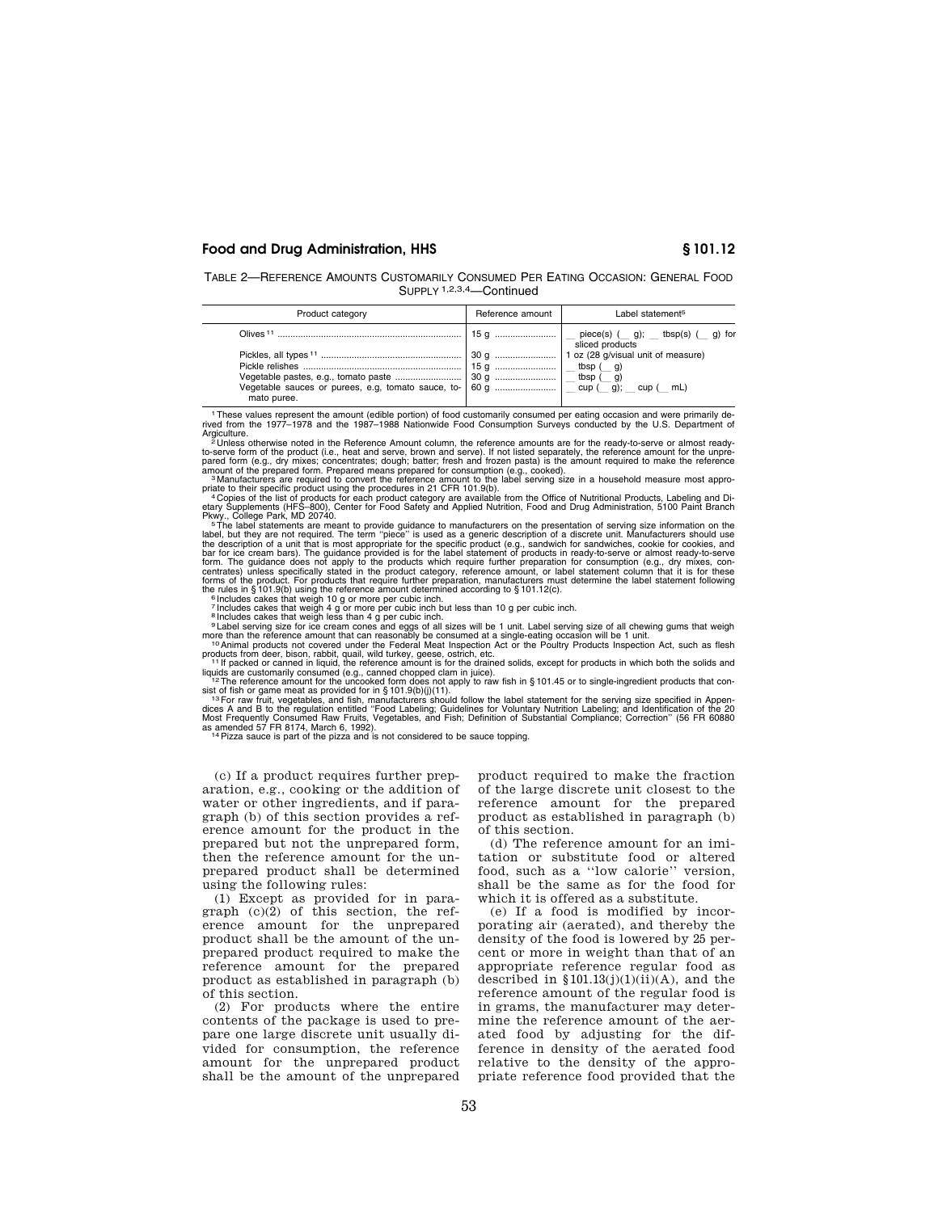TABLE 2—REFERENCE AMOUNTS CUSTOMARILY CONSUMED PER EATING OCCASION: GENERAL FOOD SUPPLY [1,2,3,4]—Continued

| Product category | Reference amount | Label statement[5] |
|---|---|---|
| Olives [11] | 15 g | __ piece(s) (__ g); __ tbsp(s) (__ g) for sliced products |
| Pickles, all types [11] | 30 g | 1 oz (28 g/visual unit of measure) |
| Pickle relishes | 15 g | __ tbsp (__ g) |
| Vegetable pastes, e.g., tomato paste | 30 g | __ tbsp (__ g) |
| Vegetable sauces or purees, e.g, tomato sauce, tomato puree. | 60 g | __ cup (__ g); __ cup (__ mL) |

[1] These values represent the amount (edible portion) of food customarily consumed per eating occasion and were primarily derived from the 1977–1978 and the 1987–1988 Nationwide Food Consumption Surveys conducted by the U.S. Department of Argiculture.

[2] Unless otherwise noted in the Reference Amount column, the reference amounts are for the ready-to-serve or almost ready-to-serve form of the product (i.e., heat and serve, brown and serve). If not listed separately, the reference amount for the unprepared form (e.g., dry mixes; concentrates; dough; batter; fresh and frozen pasta) is the amount required to make the reference amount of the prepared form. Prepared means prepared for consumption (e.g., cooked).

[3] Manufacturers are required to convert the reference amount to the label serving size in a household measure most appropriate to their specific product using the procedures in 21 CFR 101.9(b).

[4] Copies of the list of products for each product category are available from the Office of Nutritional Products, Labeling and Dietary Supplements (HFS–800), Center for Food Safety and Applied Nutrition, Food and Drug Administration, 5100 Paint Branch Pkwy., College Park, MD 20740.

[5] The label statements are meant to provide guidance to manufacturers on the presentation of serving size information on the label, but they are not required. The term "piece" is used as a generic description of a discrete unit. Manufacturers should use the description of a unit that is most appropriate for the specific product (e.g., sandwich for sandwiches, cookie for cookies, and bar for ice cream bars). The guidance provided is for the label statement of products in ready-to-serve or almost ready-to-serve form. The guidance does not apply to the products which require further preparation for consumption (e.g., dry mixes, concentrates) unless specifically stated in the product category, reference amount, or label statement column that it is for these forms of the product. For products that require further preparation, manufacturers must determine the label statement following the rules in § 101.9(b) using the reference amount determined according to § 101.12(c).

[6] Includes cakes that weigh 10 g or more per cubic inch.

[7] Includes cakes that weigh 4 g or more per cubic inch but less than 10 g per cubic inch.

[8] Includes cakes that weigh less than 4 g per cubic inch.

[9] Label serving size for ice cream cones and eggs of all sizes will be 1 unit. Label serving size of all chewing gums that weigh more than the reference amount that can reasonably be consumed at a single-eating occasion will be 1 unit.

[10] Animal products not covered under the Federal Meat Inspection Act or the Poultry Products Inspection Act, such as flesh products from deer, bison, rabbit, quail, wild turkey, geese, ostrich, etc.

[11] If packed or canned in liquid, the reference amount is for the drained solids, except for products in which both the solids and liquids are customarily consumed (e.g., canned chopped clam in juice).

[12] The reference amount for the uncooked form does not apply to raw fish in § 101.45 or to single-ingredient products that consist of fish or game meat as provided for in § 101.9(b)(j)(11).

[13] For raw fruit, vegetables, and fish, manufacturers should follow the label statement for the serving size specified in Appendices A and B to the regulation entitled "Food Labeling; Guidelines for Voluntary Nutrition Labeling; and Identification of the 20 Most Frequently Consumed Raw Fruits, Vegetables, and Fish; Definition of Substantial Compliance; Correction" (56 FR 60880 as amended 57 FR 8174, March 6, 1992).

[14] Pizza sauce is part of the pizza and is not considered to be sauce topping.

(c) If a product requires further preparation, e.g., cooking or the addition of water or other ingredients, and if paragraph (b) of this section provides a reference amount for the product in the prepared but not the unprepared form, then the reference amount for the unprepared product shall be determined using the following rules:

(1) Except as provided for in paragraph (c)(2) of this section, the reference amount for the unprepared product shall be the amount of the unprepared product required to make the reference amount for the prepared product as established in paragraph (b) of this section.

(2) For products where the entire contents of the package is used to prepare one large discrete unit usually divided for consumption, the reference amount for the unprepared product shall be the amount of the unprepared product required to make the fraction of the large discrete unit closest to the reference amount for the prepared product as established in paragraph (b) of this section.

(d) The reference amount for an imitation or substitute food or altered food, such as a "low calorie" version, shall be the same as for the food for which it is offered as a substitute.

(e) If a food is modified by incorporating air (aerated), and thereby the density of the food is lowered by 25 percent or more in weight than that of an appropriate reference regular food as described in §101.13(j)(1)(ii)(A), and the reference amount of the regular food is in grams, the manufacturer may determine the reference amount of the aerated food by adjusting for the difference in density of the aerated food relative to the density of the appropriate reference food provided that the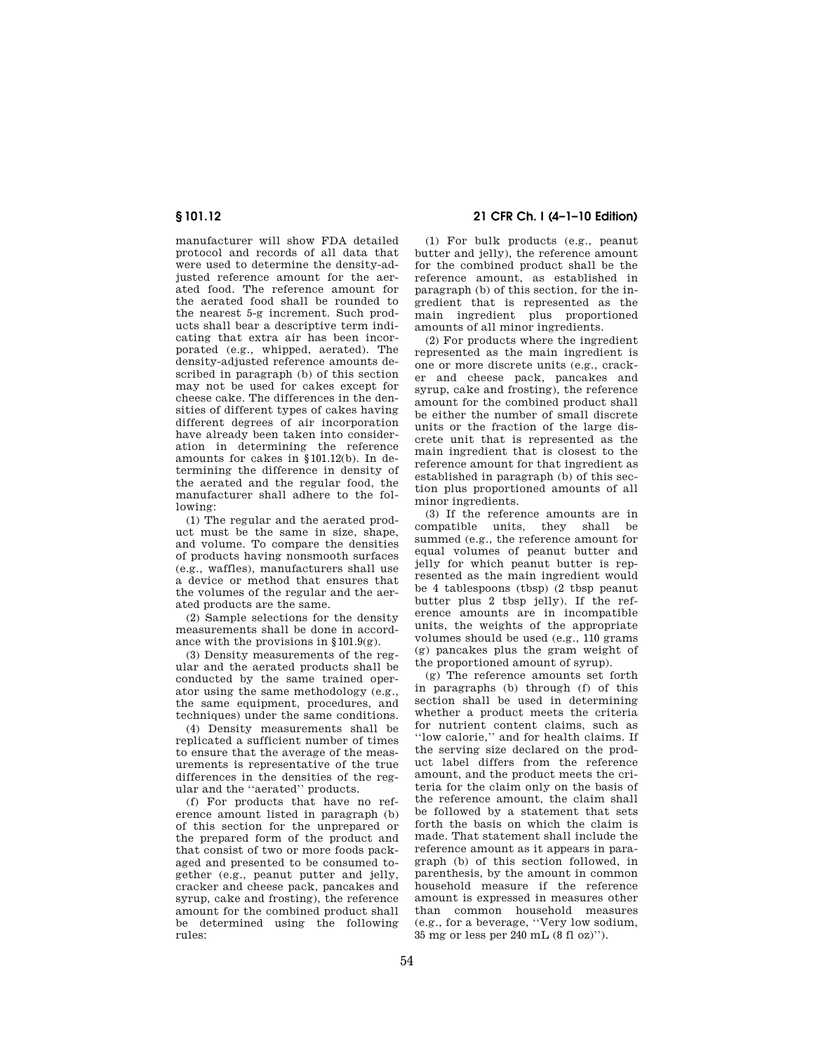manufacturer will show FDA detailed protocol and records of all data that were used to determine the density-adjusted reference amount for the aerated food. The reference amount for the aerated food shall be rounded to the nearest 5-g increment. Such products shall bear a descriptive term indicating that extra air has been incorporated (e.g., whipped, aerated). The density-adjusted reference amounts described in paragraph (b) of this section may not be used for cakes except for cheese cake. The differences in the densities of different types of cakes having different degrees of air incorporation have already been taken into consideration in determining the reference amounts for cakes in §101.12(b). In determining the difference in density of the aerated and the regular food, the manufacturer shall adhere to the following:

(1) The regular and the aerated product must be the same in size, shape, and volume. To compare the densities of products having nonsmooth surfaces (e.g., waffles), manufacturers shall use a device or method that ensures that the volumes of the regular and the aerated products are the same.

(2) Sample selections for the density measurements shall be done in accordance with the provisions in §101.9(g).

(3) Density measurements of the regular and the aerated products shall be conducted by the same trained operator using the same methodology (e.g., the same equipment, procedures, and techniques) under the same conditions.

(4) Density measurements shall be replicated a sufficient number of times to ensure that the average of the measurements is representative of the true differences in the densities of the regular and the ''aerated'' products.

(f) For products that have no reference amount listed in paragraph (b) of this section for the unprepared or the prepared form of the product and that consist of two or more foods packaged and presented to be consumed together (e.g., peanut putter and jelly, cracker and cheese pack, pancakes and syrup, cake and frosting), the reference amount for the combined product shall be determined using the following rules:

(1) For bulk products (e.g., peanut butter and jelly), the reference amount for the combined product shall be the reference amount, as established in paragraph (b) of this section, for the ingredient that is represented as the main ingredient plus proportioned amounts of all minor ingredients.

(2) For products where the ingredient represented as the main ingredient is one or more discrete units (e.g., cracker and cheese pack, pancakes and syrup, cake and frosting), the reference amount for the combined product shall be either the number of small discrete units or the fraction of the large discrete unit that is represented as the main ingredient that is closest to the reference amount for that ingredient as established in paragraph (b) of this section plus proportioned amounts of all minor ingredients.

(3) If the reference amounts are in compatible units, they shall be summed (e.g., the reference amount for equal volumes of peanut butter and jelly for which peanut butter is represented as the main ingredient would be 4 tablespoons (tbsp) (2 tbsp peanut butter plus 2 tbsp jelly). If the reference amounts are in incompatible units, the weights of the appropriate volumes should be used (e.g., 110 grams (g) pancakes plus the gram weight of the proportioned amount of syrup).

(g) The reference amounts set forth in paragraphs (b) through (f) of this section shall be used in determining whether a product meets the criteria for nutrient content claims, such as ''low calorie,'' and for health claims. If the serving size declared on the product label differs from the reference amount, and the product meets the criteria for the claim only on the basis of the reference amount, the claim shall be followed by a statement that sets forth the basis on which the claim is made. That statement shall include the reference amount as it appears in paragraph (b) of this section followed, in parenthesis, by the amount in common household measure if the reference amount is expressed in measures other than common household measures (e.g., for a beverage, ''Very low sodium, 35 mg or less per 240 mL (8 fl oz)'').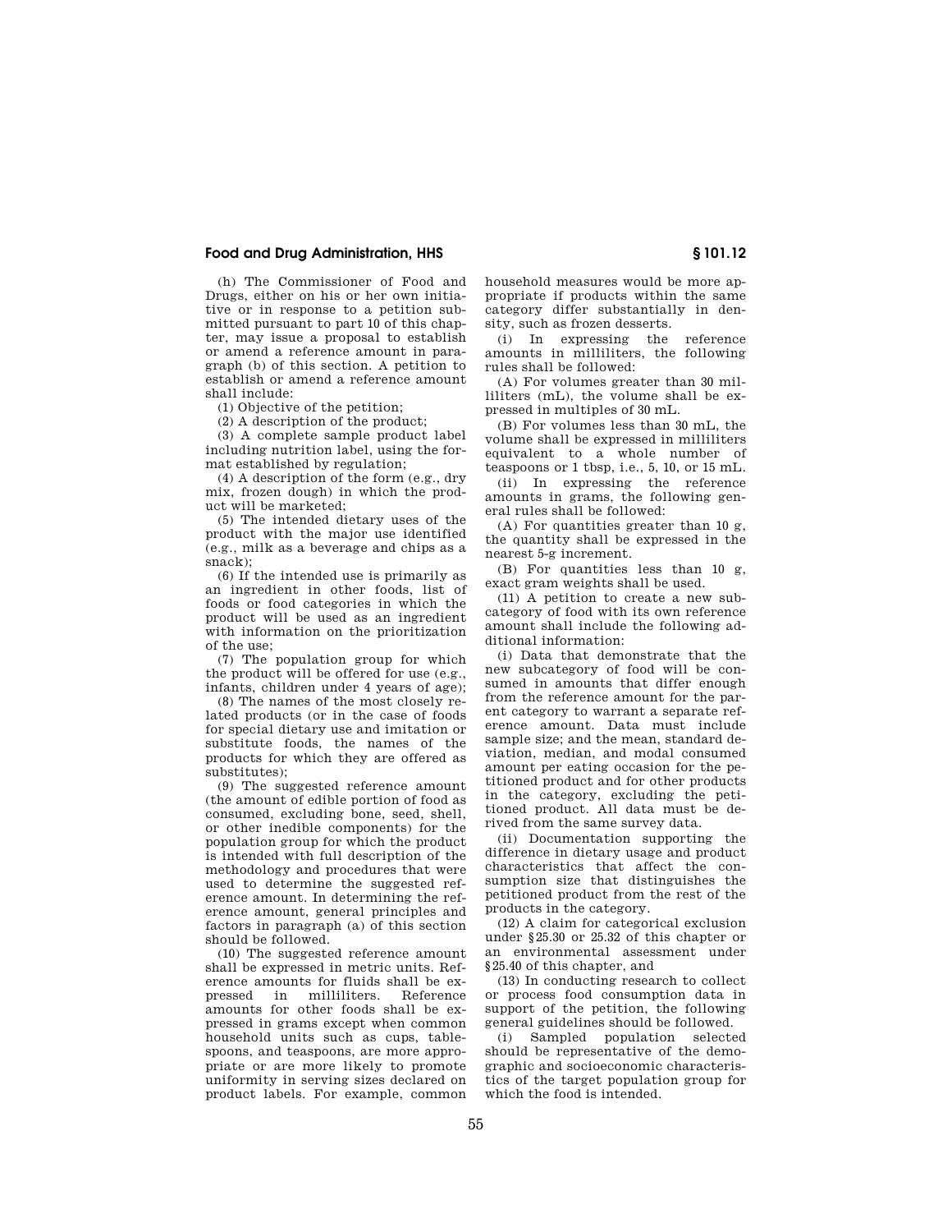(h) The Commissioner of Food and Drugs, either on his or her own initiative or in response to a petition submitted pursuant to part 10 of this chapter, may issue a proposal to establish or amend a reference amount in paragraph (b) of this section. A petition to establish or amend a reference amount shall include:

(1) Objective of the petition;

(2) A description of the product;

(3) A complete sample product label including nutrition label, using the format established by regulation;

(4) A description of the form (e.g., dry mix, frozen dough) in which the product will be marketed;

(5) The intended dietary uses of the product with the major use identified (e.g., milk as a beverage and chips as a snack);

(6) If the intended use is primarily as an ingredient in other foods, list of foods or food categories in which the product will be used as an ingredient with information on the prioritization of the use;

(7) The population group for which the product will be offered for use (e.g., infants, children under 4 years of age);

(8) The names of the most closely related products (or in the case of foods for special dietary use and imitation or substitute foods, the names of the products for which they are offered as substitutes);

(9) The suggested reference amount (the amount of edible portion of food as consumed, excluding bone, seed, shell, or other inedible components) for the population group for which the product is intended with full description of the methodology and procedures that were used to determine the suggested reference amount. In determining the reference amount, general principles and factors in paragraph (a) of this section should be followed.

(10) The suggested reference amount shall be expressed in metric units. Reference amounts for fluids shall be expressed in milliliters. Reference amounts for other foods shall be expressed in grams except when common household units such as cups, tablespoons, and teaspoons, are more appropriate or are more likely to promote uniformity in serving sizes declared on product labels. For example, common household measures would be more appropriate if products within the same category differ substantially in density, such as frozen desserts.

(i) In expressing the reference amounts in milliliters, the following rules shall be followed:

(A) For volumes greater than 30 milliliters (mL), the volume shall be expressed in multiples of 30 mL.

(B) For volumes less than 30 mL, the volume shall be expressed in milliliters equivalent to a whole number of teaspoons or 1 tbsp, i.e., 5, 10, or 15 mL.

(ii) In expressing the reference amounts in grams, the following general rules shall be followed:

(A) For quantities greater than 10 g, the quantity shall be expressed in the nearest 5-g increment.

(B) For quantities less than 10 g, exact gram weights shall be used.

(11) A petition to create a new subcategory of food with its own reference amount shall include the following additional information:

(i) Data that demonstrate that the new subcategory of food will be consumed in amounts that differ enough from the reference amount for the parent category to warrant a separate reference amount. Data must include sample size; and the mean, standard deviation, median, and modal consumed amount per eating occasion for the petitioned product and for other products in the category, excluding the petitioned product. All data must be derived from the same survey data.

(ii) Documentation supporting the difference in dietary usage and product characteristics that affect the consumption size that distinguishes the petitioned product from the rest of the products in the category.

(12) A claim for categorical exclusion under §25.30 or 25.32 of this chapter or an environmental assessment under §25.40 of this chapter, and

(13) In conducting research to collect or process food consumption data in support of the petition, the following general guidelines should be followed.

(i) Sampled population selected should be representative of the demographic and socioeconomic characteristics of the target population group for which the food is intended.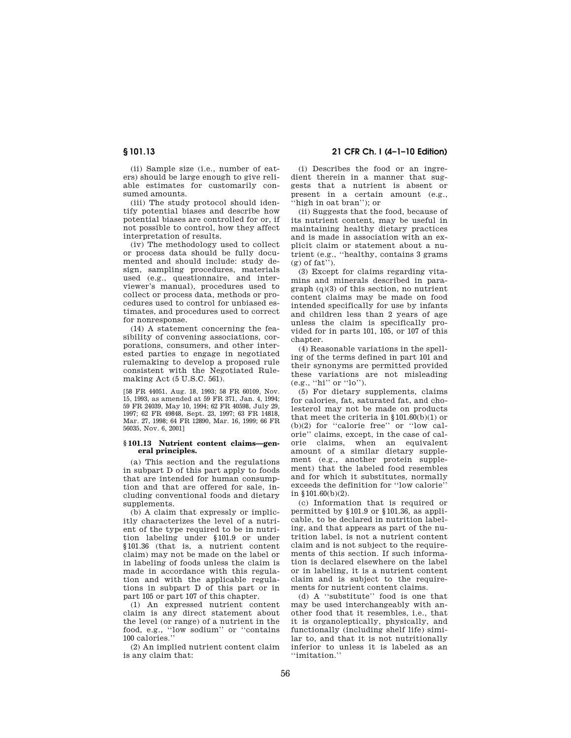(ii) Sample size (i.e., number of eaters) should be large enough to give reliable estimates for customarily consumed amounts.

(iii) The study protocol should identify potential biases and describe how potential biases are controlled for or, if not possible to control, how they affect interpretation of results.

(iv) The methodology used to collect or process data should be fully documented and should include: study design, sampling procedures, materials used (e.g., questionnaire, and interviewer's manual), procedures used to collect or process data, methods or procedures used to control for unbiased estimates, and procedures used to correct for nonresponse.

(14) A statement concerning the feasibility of convening associations, corporations, consumers, and other interested parties to engage in negotiated rulemaking to develop a proposed rule consistent with the Negotiated Rulemaking Act (5 U.S.C. 561).

[58 FR 44051, Aug. 18, 1993; 58 FR 60109, Nov. 15, 1993, as amended at 59 FR 371, Jan. 4, 1994; 59 FR 24039, May 10, 1994; 62 FR 40598, July 29, 1997; 62 FR 49848, Sept. 23, 1997; 63 FR 14818, Mar. 27, 1998; 64 FR 12890, Mar. 16, 1999; 66 FR 56035, Nov. 6, 2001]

## § 101.13 Nutrient content claims—general principles.

(a) This section and the regulations in subpart D of this part apply to foods that are intended for human consumption and that are offered for sale, including conventional foods and dietary supplements.

(b) A claim that expressly or implicitly characterizes the level of a nutrient of the type required to be in nutrition labeling under §101.9 or under §101.36 (that is, a nutrient content claim) may not be made on the label or in labeling of foods unless the claim is made in accordance with this regulation and with the applicable regulations in subpart D of this part or in part 105 or part 107 of this chapter.

(1) An expressed nutrient content claim is any direct statement about the level (or range) of a nutrient in the food, e.g., ''low sodium'' or ''contains 100 calories.''

(2) An implied nutrient content claim is any claim that:

(i) Describes the food or an ingredient therein in a manner that suggests that a nutrient is absent or present in a certain amount (e.g., ''high in oat bran''); or

(ii) Suggests that the food, because of its nutrient content, may be useful in maintaining healthy dietary practices and is made in association with an explicit claim or statement about a nutrient (e.g., ''healthy, contains 3 grams (g) of fat'').

(3) Except for claims regarding vitamins and minerals described in paragraph (q)(3) of this section, no nutrient content claims may be made on food intended specifically for use by infants and children less than 2 years of age unless the claim is specifically provided for in parts 101, 105, or 107 of this chapter.

(4) Reasonable variations in the spelling of the terms defined in part 101 and their synonyms are permitted provided these variations are not misleading (e.g., ''hi'' or ''lo'').

(5) For dietary supplements, claims for calories, fat, saturated fat, and cholesterol may not be made on products that meet the criteria in §101.60(b)(1) or (b)(2) for ''calorie free'' or ''low calorie'' claims, except, in the case of calorie claims, when an equivalent amount of a similar dietary supplement (e.g., another protein supplement) that the labeled food resembles and for which it substitutes, normally exceeds the definition for ''low calorie'' in §101.60(b)(2).

(c) Information that is required or permitted by §101.9 or §101.36, as applicable, to be declared in nutrition labeling, and that appears as part of the nutrition label, is not a nutrient content claim and is not subject to the requirements of this section. If such information is declared elsewhere on the label or in labeling, it is a nutrient content claim and is subject to the requirements for nutrient content claims.

(d) A ''substitute'' food is one that may be used interchangeably with another food that it resembles, i.e., that it is organoleptically, physically, and functionally (including shelf life) similar to, and that it is not nutritionally inferior to unless it is labeled as an ''imitation.''